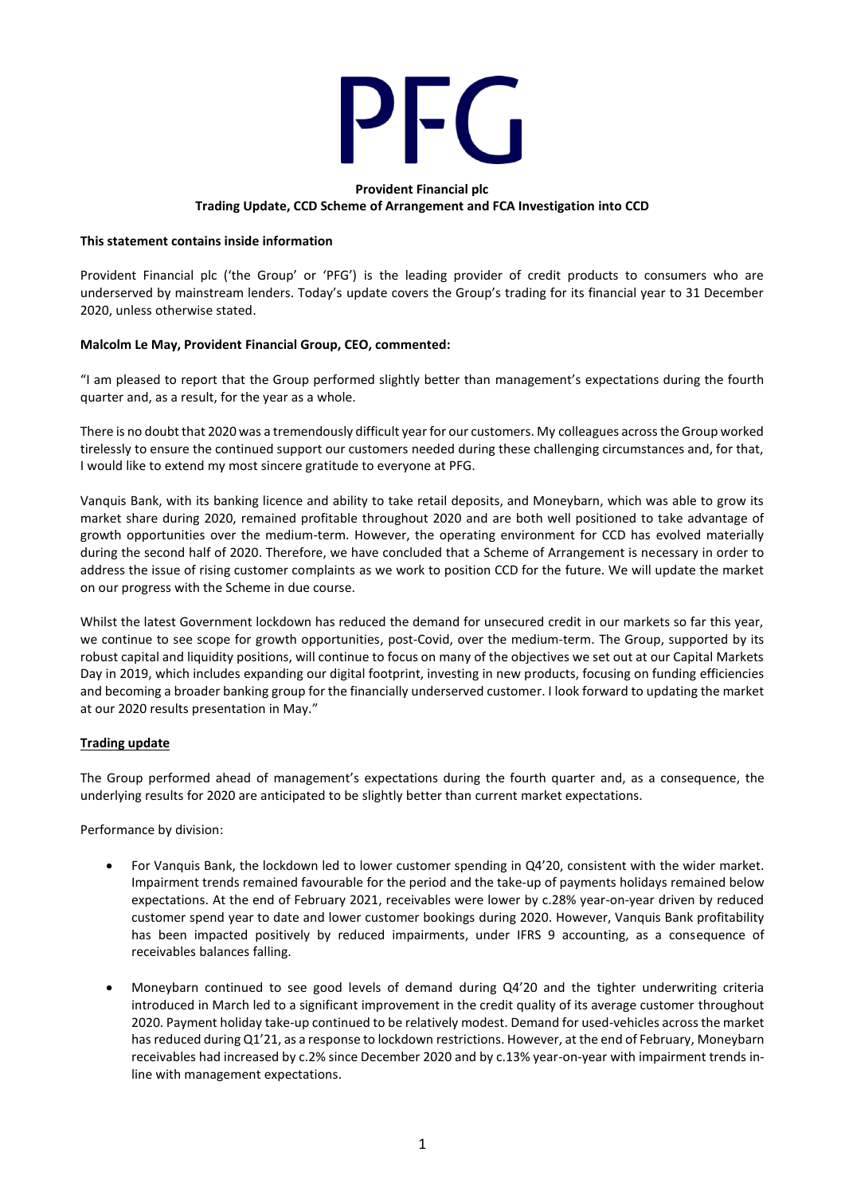# PFG

**Provident Financial plc**
**Trading Update, CCD Scheme of Arrangement and FCA Investigation into CCD**

**This statement contains inside information**

Provident Financial plc ('the Group' or 'PFG') is the leading provider of credit products to consumers who are underserved by mainstream lenders. Today's update covers the Group's trading for its financial year to 31 December 2020, unless otherwise stated.

**Malcolm Le May, Provident Financial Group, CEO, commented:**

"I am pleased to report that the Group performed slightly better than management's expectations during the fourth quarter and, as a result, for the year as a whole.

There is no doubt that 2020 was a tremendously difficult year for our customers. My colleagues across the Group worked tirelessly to ensure the continued support our customers needed during these challenging circumstances and, for that, I would like to extend my most sincere gratitude to everyone at PFG.

Vanquis Bank, with its banking licence and ability to take retail deposits, and Moneybarn, which was able to grow its market share during 2020, remained profitable throughout 2020 and are both well positioned to take advantage of growth opportunities over the medium-term. However, the operating environment for CCD has evolved materially during the second half of 2020. Therefore, we have concluded that a Scheme of Arrangement is necessary in order to address the issue of rising customer complaints as we work to position CCD for the future. We will update the market on our progress with the Scheme in due course.

Whilst the latest Government lockdown has reduced the demand for unsecured credit in our markets so far this year, we continue to see scope for growth opportunities, post-Covid, over the medium-term. The Group, supported by its robust capital and liquidity positions, will continue to focus on many of the objectives we set out at our Capital Markets Day in 2019, which includes expanding our digital footprint, investing in new products, focusing on funding efficiencies and becoming a broader banking group for the financially underserved customer. I look forward to updating the market at our 2020 results presentation in May."

**Trading update**

The Group performed ahead of management's expectations during the fourth quarter and, as a consequence, the underlying results for 2020 are anticipated to be slightly better than current market expectations.

Performance by division:

- For Vanquis Bank, the lockdown led to lower customer spending in Q4'20, consistent with the wider market. Impairment trends remained favourable for the period and the take-up of payments holidays remained below expectations. At the end of February 2021, receivables were lower by c.28% year-on-year driven by reduced customer spend year to date and lower customer bookings during 2020. However, Vanquis Bank profitability has been impacted positively by reduced impairments, under IFRS 9 accounting, as a consequence of receivables balances falling.

- Moneybarn continued to see good levels of demand during Q4'20 and the tighter underwriting criteria introduced in March led to a significant improvement in the credit quality of its average customer throughout 2020. Payment holiday take-up continued to be relatively modest. Demand for used-vehicles across the market has reduced during Q1'21, as a response to lockdown restrictions. However, at the end of February, Moneybarn receivables had increased by c.2% since December 2020 and by c.13% year-on-year with impairment trends in-line with management expectations.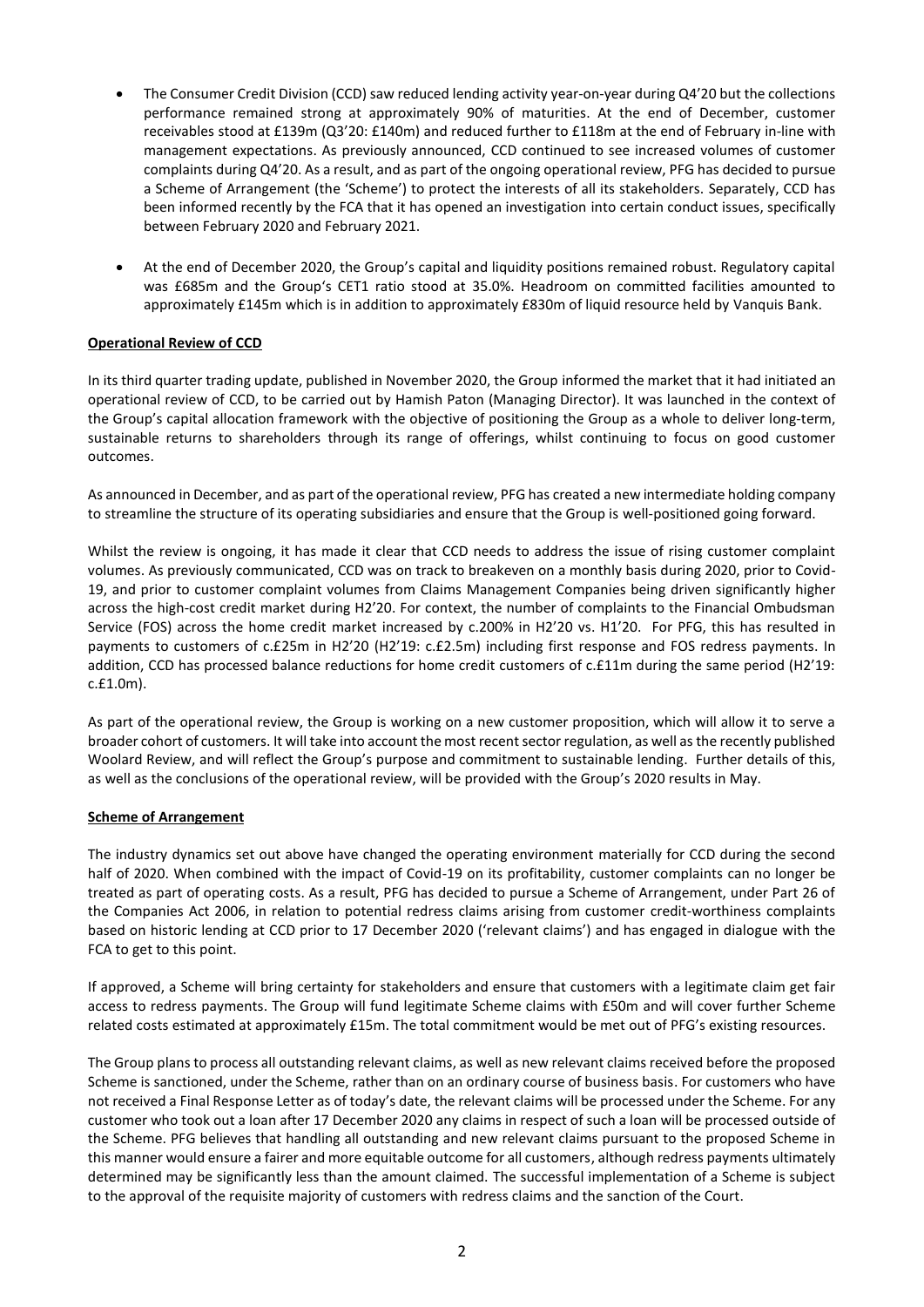- The Consumer Credit Division (CCD) saw reduced lending activity year-on-year during Q4'20 but the collections performance remained strong at approximately 90% of maturities. At the end of December, customer receivables stood at £139m (Q3'20: £140m) and reduced further to £118m at the end of February in-line with management expectations. As previously announced, CCD continued to see increased volumes of customer complaints during Q4'20. As a result, and as part of the ongoing operational review, PFG has decided to pursue a Scheme of Arrangement (the 'Scheme') to protect the interests of all its stakeholders. Separately, CCD has been informed recently by the FCA that it has opened an investigation into certain conduct issues, specifically between February 2020 and February 2021.
- At the end of December 2020, the Group's capital and liquidity positions remained robust. Regulatory capital was £685m and the Group's CET1 ratio stood at 35.0%. Headroom on committed facilities amounted to approximately £145m which is in addition to approximately £830m of liquid resource held by Vanquis Bank.

**Operational Review of CCD**

In its third quarter trading update, published in November 2020, the Group informed the market that it had initiated an operational review of CCD, to be carried out by Hamish Paton (Managing Director). It was launched in the context of the Group's capital allocation framework with the objective of positioning the Group as a whole to deliver long-term, sustainable returns to shareholders through its range of offerings, whilst continuing to focus on good customer outcomes.

As announced in December, and as part of the operational review, PFG has created a new intermediate holding company to streamline the structure of its operating subsidiaries and ensure that the Group is well-positioned going forward.

Whilst the review is ongoing, it has made it clear that CCD needs to address the issue of rising customer complaint volumes. As previously communicated, CCD was on track to breakeven on a monthly basis during 2020, prior to Covid-19, and prior to customer complaint volumes from Claims Management Companies being driven significantly higher across the high-cost credit market during H2'20. For context, the number of complaints to the Financial Ombudsman Service (FOS) across the home credit market increased by c.200% in H2'20 vs. H1'20. For PFG, this has resulted in payments to customers of c.£25m in H2'20 (H2'19: c.£2.5m) including first response and FOS redress payments. In addition, CCD has processed balance reductions for home credit customers of c.£11m during the same period (H2'19: c.£1.0m).

As part of the operational review, the Group is working on a new customer proposition, which will allow it to serve a broader cohort of customers. It will take into account the most recent sector regulation, as well as the recently published Woolard Review, and will reflect the Group's purpose and commitment to sustainable lending. Further details of this, as well as the conclusions of the operational review, will be provided with the Group's 2020 results in May.

**Scheme of Arrangement**

The industry dynamics set out above have changed the operating environment materially for CCD during the second half of 2020. When combined with the impact of Covid-19 on its profitability, customer complaints can no longer be treated as part of operating costs. As a result, PFG has decided to pursue a Scheme of Arrangement, under Part 26 of the Companies Act 2006, in relation to potential redress claims arising from customer credit-worthiness complaints based on historic lending at CCD prior to 17 December 2020 ('relevant claims') and has engaged in dialogue with the FCA to get to this point.

If approved, a Scheme will bring certainty for stakeholders and ensure that customers with a legitimate claim get fair access to redress payments. The Group will fund legitimate Scheme claims with £50m and will cover further Scheme related costs estimated at approximately £15m. The total commitment would be met out of PFG's existing resources.

The Group plans to process all outstanding relevant claims, as well as new relevant claims received before the proposed Scheme is sanctioned, under the Scheme, rather than on an ordinary course of business basis. For customers who have not received a Final Response Letter as of today's date, the relevant claims will be processed under the Scheme. For any customer who took out a loan after 17 December 2020 any claims in respect of such a loan will be processed outside of the Scheme. PFG believes that handling all outstanding and new relevant claims pursuant to the proposed Scheme in this manner would ensure a fairer and more equitable outcome for all customers, although redress payments ultimately determined may be significantly less than the amount claimed. The successful implementation of a Scheme is subject to the approval of the requisite majority of customers with redress claims and the sanction of the Court.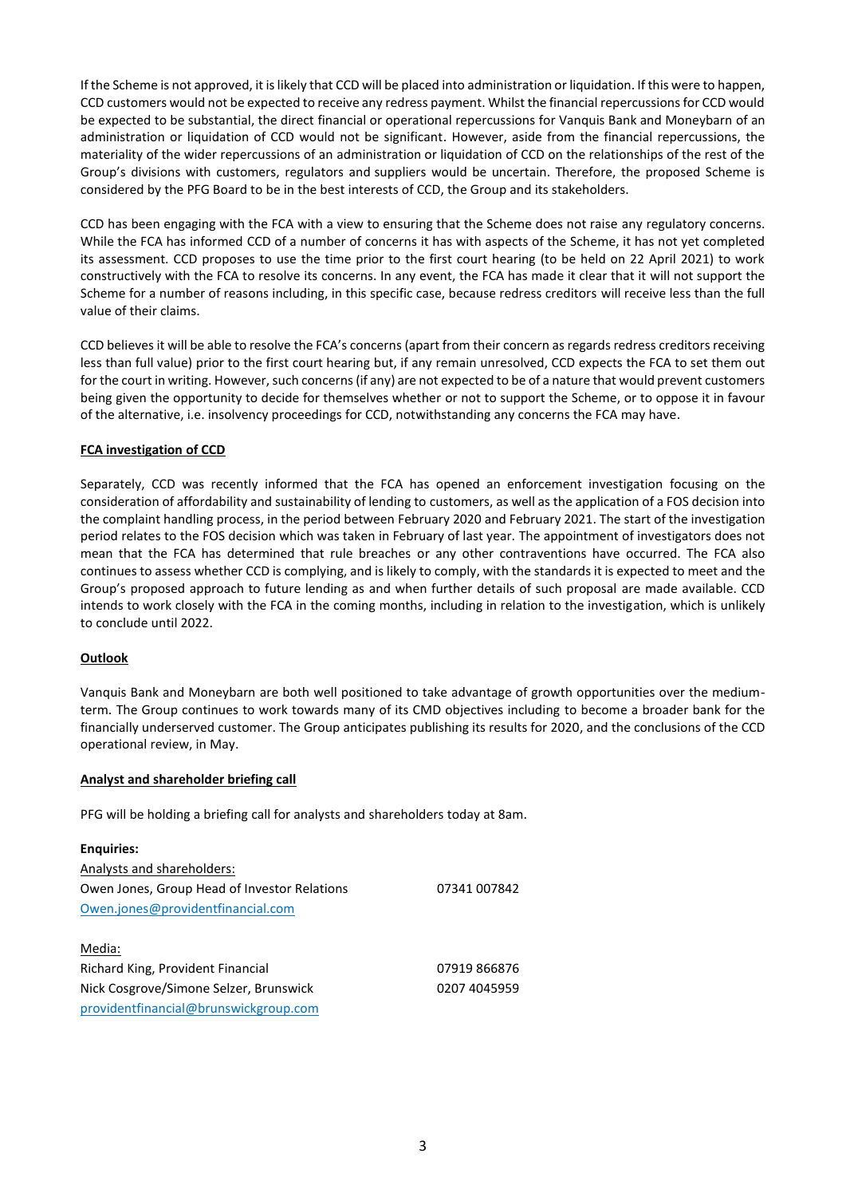If the Scheme is not approved, it is likely that CCD will be placed into administration or liquidation. If this were to happen, CCD customers would not be expected to receive any redress payment. Whilst the financial repercussions for CCD would be expected to be substantial, the direct financial or operational repercussions for Vanquis Bank and Moneybarn of an administration or liquidation of CCD would not be significant. However, aside from the financial repercussions, the materiality of the wider repercussions of an administration or liquidation of CCD on the relationships of the rest of the Group's divisions with customers, regulators and suppliers would be uncertain. Therefore, the proposed Scheme is considered by the PFG Board to be in the best interests of CCD, the Group and its stakeholders.

CCD has been engaging with the FCA with a view to ensuring that the Scheme does not raise any regulatory concerns. While the FCA has informed CCD of a number of concerns it has with aspects of the Scheme, it has not yet completed its assessment. CCD proposes to use the time prior to the first court hearing (to be held on 22 April 2021) to work constructively with the FCA to resolve its concerns. In any event, the FCA has made it clear that it will not support the Scheme for a number of reasons including, in this specific case, because redress creditors will receive less than the full value of their claims.

CCD believes it will be able to resolve the FCA's concerns (apart from their concern as regards redress creditors receiving less than full value) prior to the first court hearing but, if any remain unresolved, CCD expects the FCA to set them out for the court in writing. However, such concerns (if any) are not expected to be of a nature that would prevent customers being given the opportunity to decide for themselves whether or not to support the Scheme, or to oppose it in favour of the alternative, i.e. insolvency proceedings for CCD, notwithstanding any concerns the FCA may have.

**FCA investigation of CCD**

Separately, CCD was recently informed that the FCA has opened an enforcement investigation focusing on the consideration of affordability and sustainability of lending to customers, as well as the application of a FOS decision into the complaint handling process, in the period between February 2020 and February 2021. The start of the investigation period relates to the FOS decision which was taken in February of last year. The appointment of investigators does not mean that the FCA has determined that rule breaches or any other contraventions have occurred. The FCA also continues to assess whether CCD is complying, and is likely to comply, with the standards it is expected to meet and the Group's proposed approach to future lending as and when further details of such proposal are made available. CCD intends to work closely with the FCA in the coming months, including in relation to the investigation, which is unlikely to conclude until 2022.

**Outlook**

Vanquis Bank and Moneybarn are both well positioned to take advantage of growth opportunities over the medium-term. The Group continues to work towards many of its CMD objectives including to become a broader bank for the financially underserved customer. The Group anticipates publishing its results for 2020, and the conclusions of the CCD operational review, in May.

**Analyst and shareholder briefing call**

PFG will be holding a briefing call for analysts and shareholders today at 8am.

**Enquiries:**

Analysts and shareholders:

| | |
|---|---|
| Owen Jones, Group Head of Investor Relations | 07341 007842 |
| Owen.jones@providentfinancial.com | |

Media:

| | |
|---|---|
| Richard King, Provident Financial | 07919 866876 |
| Nick Cosgrove/Simone Selzer, Brunswick | 0207 4045959 |
| providentfinancial@brunswickgroup.com | |